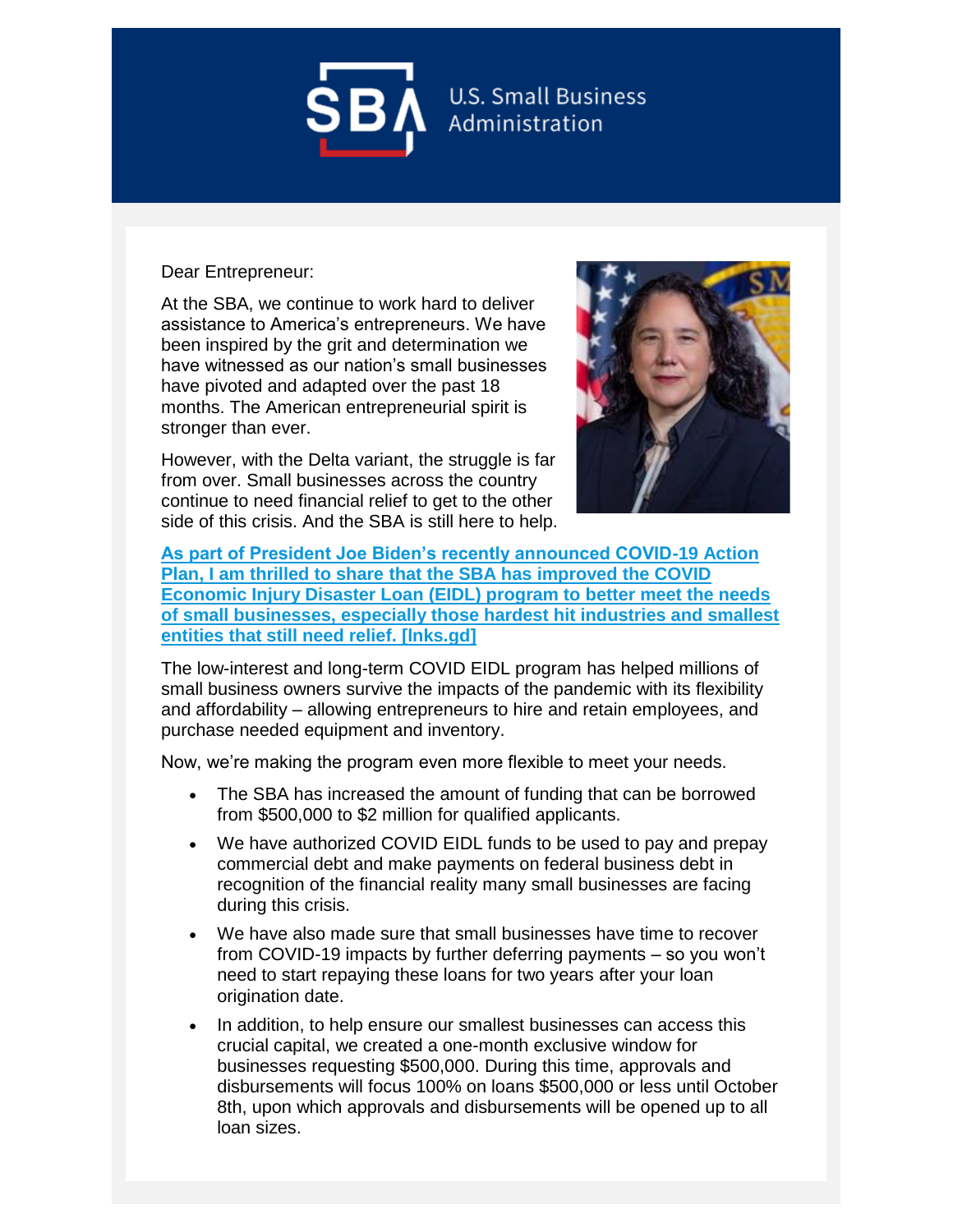U.S. Small Business Administration

Dear Entrepreneur:

At the SBA, we continue to work hard to deliver assistance to America's entrepreneurs. We have been inspired by the grit and determination we have witnessed as our nation's small businesses have pivoted and adapted over the past 18 months. The American entrepreneurial spirit is stronger than ever.

However, with the Delta variant, the struggle is far from over. Small businesses across the country continue to need financial relief to get to the other side of this crisis. And the SBA is still here to help.

**As part of President Joe Biden's recently announced COVID-19 Action Plan, I am thrilled to share that the SBA has improved the COVID Economic Injury Disaster Loan (EIDL) program to better meet the needs of small businesses, especially those hardest hit industries and smallest entities that still need relief. [lnks.gd]**

The low-interest and long-term COVID EIDL program has helped millions of small business owners survive the impacts of the pandemic with its flexibility and affordability – allowing entrepreneurs to hire and retain employees, and purchase needed equipment and inventory.

Now, we're making the program even more flexible to meet your needs.

- The SBA has increased the amount of funding that can be borrowed from $500,000 to $2 million for qualified applicants.
- We have authorized COVID EIDL funds to be used to pay and prepay commercial debt and make payments on federal business debt in recognition of the financial reality many small businesses are facing during this crisis.
- We have also made sure that small businesses have time to recover from COVID-19 impacts by further deferring payments – so you won't need to start repaying these loans for two years after your loan origination date.
- In addition, to help ensure our smallest businesses can access this crucial capital, we created a one-month exclusive window for businesses requesting $500,000. During this time, approvals and disbursements will focus 100% on loans $500,000 or less until October 8th, upon which approvals and disbursements will be opened up to all loan sizes.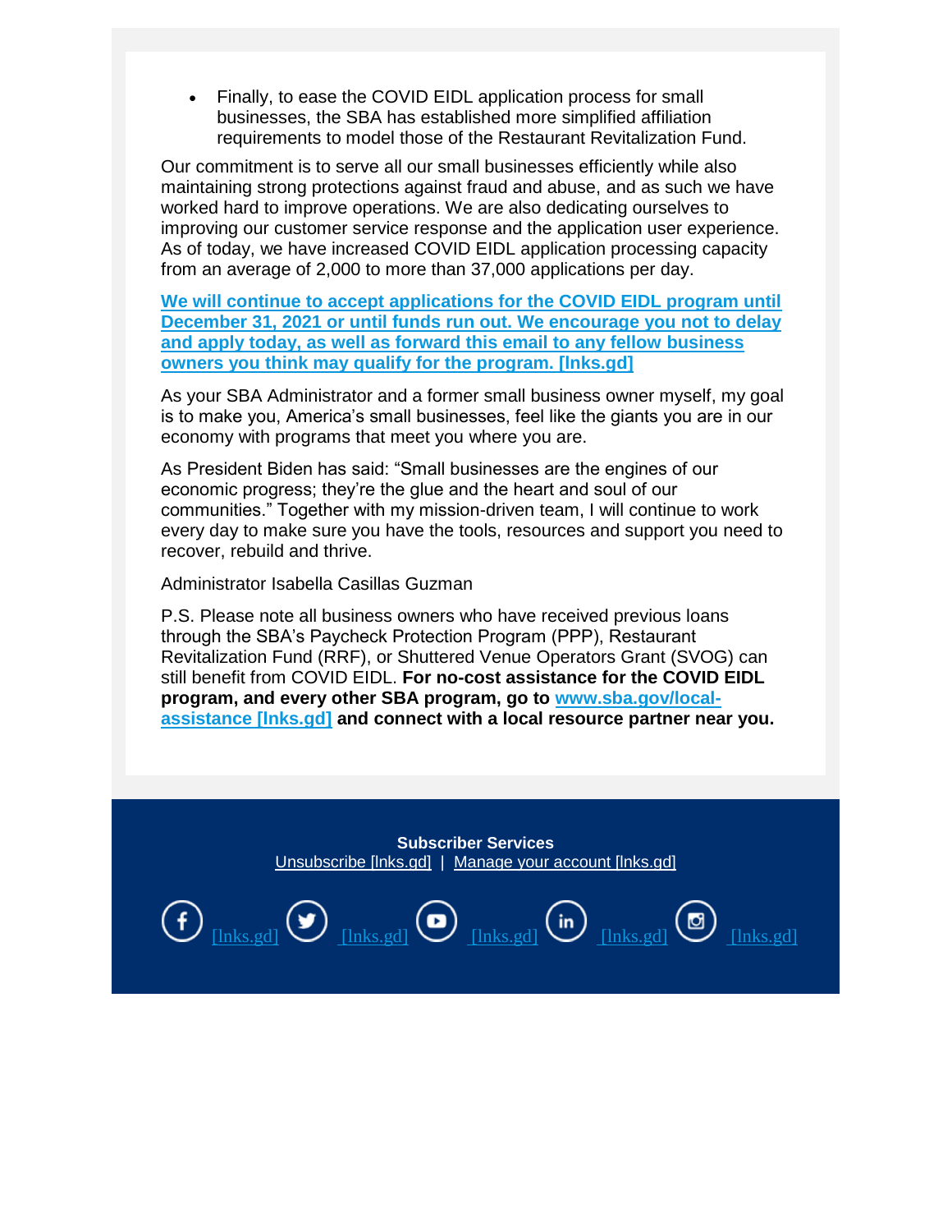- Finally, to ease the COVID EIDL application process for small businesses, the SBA has established more simplified affiliation requirements to model those of the Restaurant Revitalization Fund.

Our commitment is to serve all our small businesses efficiently while also maintaining strong protections against fraud and abuse, and as such we have worked hard to improve operations. We are also dedicating ourselves to improving our customer service response and the application user experience. As of today, we have increased COVID EIDL application processing capacity from an average of 2,000 to more than 37,000 applications per day.

**We will continue to accept applications for the COVID EIDL program until December 31, 2021 or until funds run out. We encourage you not to delay and apply today, as well as forward this email to any fellow business owners you think may qualify for the program. [lnks.gd]**

As your SBA Administrator and a former small business owner myself, my goal is to make you, America's small businesses, feel like the giants you are in our economy with programs that meet you where you are.

As President Biden has said: "Small businesses are the engines of our economic progress; they're the glue and the heart and soul of our communities." Together with my mission-driven team, I will continue to work every day to make sure you have the tools, resources and support you need to recover, rebuild and thrive.

Administrator Isabella Casillas Guzman

P.S. Please note all business owners who have received previous loans through the SBA's Paycheck Protection Program (PPP), Restaurant Revitalization Fund (RRF), or Shuttered Venue Operators Grant (SVOG) can still benefit from COVID EIDL. **For no-cost assistance for the COVID EIDL program, and every other SBA program, go to www.sba.gov/local-assistance [lnks.gd] and connect with a local resource partner near you.**

**Subscriber Services**

Unsubscribe [lnks.gd] | Manage your account [lnks.gd]

[lnks.gd] [lnks.gd] [lnks.gd] [lnks.gd] [lnks.gd]